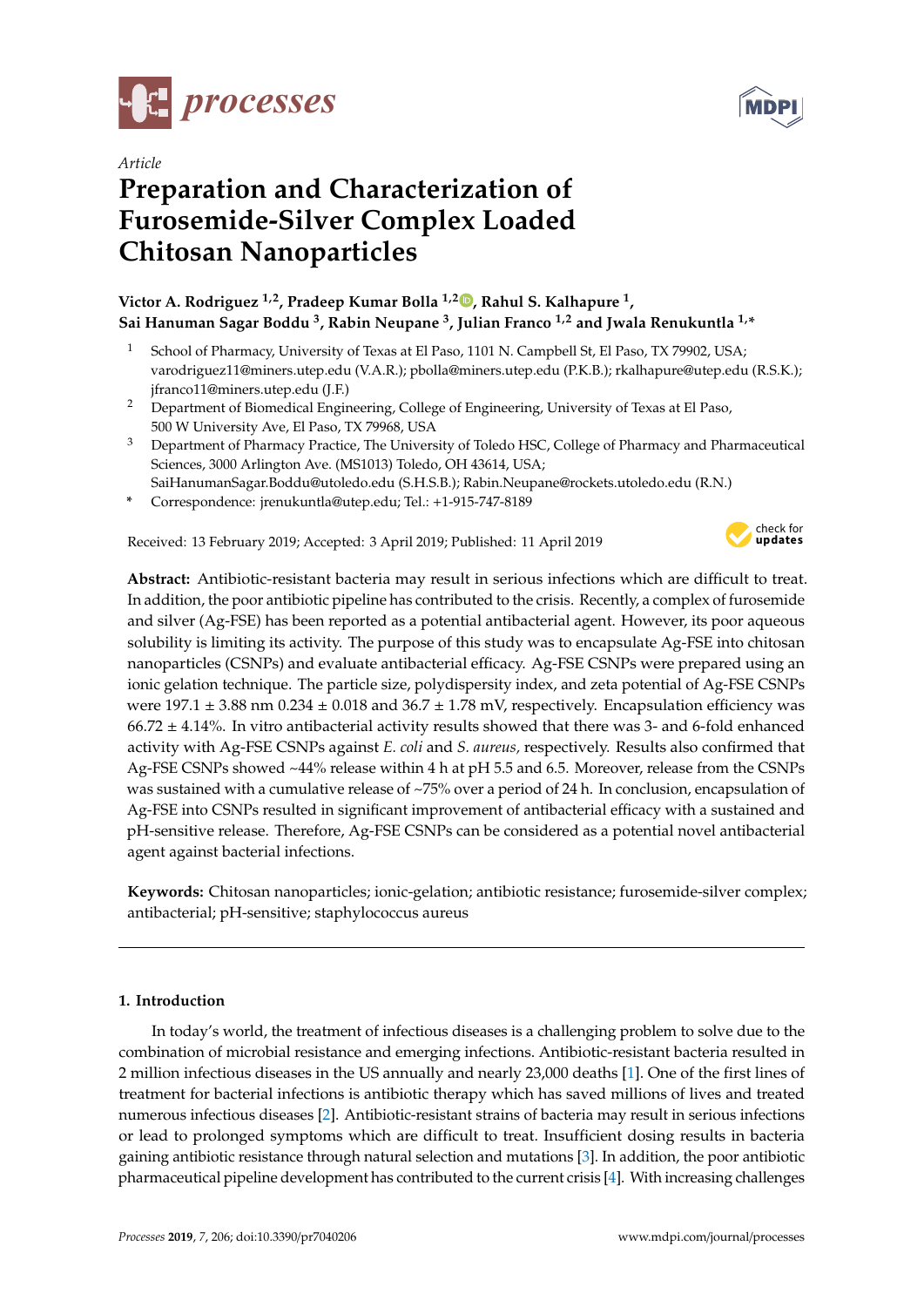*Article*

# Preparation and Characterization of Furosemide-Silver Complex Loaded Chitosan Nanoparticles

**Victor A. Rodriguez [1,2], Pradeep Kumar Bolla [1,2], Rahul S. Kalhapure [1], Sai Hanuman Sagar Boddu [3], Rabin Neupane [3], Julian Franco [1,2] and Jwala Renukuntla [1,*]**

1. School of Pharmacy, University of Texas at El Paso, 1101 N. Campbell St, El Paso, TX 79902, USA; varodriguez11@miners.utep.edu (V.A.R.); pbolla@miners.utep.edu (P.K.B.); rkalhapure@utep.edu (R.S.K.); jfranco11@miners.utep.edu (J.F.)
2. Department of Biomedical Engineering, College of Engineering, University of Texas at El Paso, 500 W University Ave, El Paso, TX 79968, USA
3. Department of Pharmacy Practice, The University of Toledo HSC, College of Pharmacy and Pharmaceutical Sciences, 3000 Arlington Ave. (MS1013) Toledo, OH 43614, USA; SaiHanumanSagar.Boddu@utoledo.edu (S.H.S.B.); Rabin.Neupane@rockets.utoledo.edu (R.N.)

\* Correspondence: jrenukuntla@utep.edu; Tel.: +1-915-747-8189

Received: 13 February 2019; Accepted: 3 April 2019; Published: 11 April 2019

**Abstract:** Antibiotic-resistant bacteria may result in serious infections which are difficult to treat. In addition, the poor antibiotic pipeline has contributed to the crisis. Recently, a complex of furosemide and silver (Ag-FSE) has been reported as a potential antibacterial agent. However, its poor aqueous solubility is limiting its activity. The purpose of this study was to encapsulate Ag-FSE into chitosan nanoparticles (CSNPs) and evaluate antibacterial efficacy. Ag-FSE CSNPs were prepared using an ionic gelation technique. The particle size, polydispersity index, and zeta potential of Ag-FSE CSNPs were 197.1 ± 3.88 nm 0.234 ± 0.018 and 36.7 ± 1.78 mV, respectively. Encapsulation efficiency was 66.72 ± 4.14%. In vitro antibacterial activity results showed that there was 3- and 6-fold enhanced activity with Ag-FSE CSNPs against *E. coli* and *S. aureus,* respectively. Results also confirmed that Ag-FSE CSNPs showed ~44% release within 4 h at pH 5.5 and 6.5. Moreover, release from the CSNPs was sustained with a cumulative release of ~75% over a period of 24 h. In conclusion, encapsulation of Ag-FSE into CSNPs resulted in significant improvement of antibacterial efficacy with a sustained and pH-sensitive release. Therefore, Ag-FSE CSNPs can be considered as a potential novel antibacterial agent against bacterial infections.

**Keywords:** Chitosan nanoparticles; ionic-gelation; antibiotic resistance; furosemide-silver complex; antibacterial; pH-sensitive; staphylococcus aureus

## 1. Introduction

In today's world, the treatment of infectious diseases is a challenging problem to solve due to the combination of microbial resistance and emerging infections. Antibiotic-resistant bacteria resulted in 2 million infectious diseases in the US annually and nearly 23,000 deaths [1]. One of the first lines of treatment for bacterial infections is antibiotic therapy which has saved millions of lives and treated numerous infectious diseases [2]. Antibiotic-resistant strains of bacteria may result in serious infections or lead to prolonged symptoms which are difficult to treat. Insufficient dosing results in bacteria gaining antibiotic resistance through natural selection and mutations [3]. In addition, the poor antibiotic pharmaceutical pipeline development has contributed to the current crisis [4]. With increasing challenges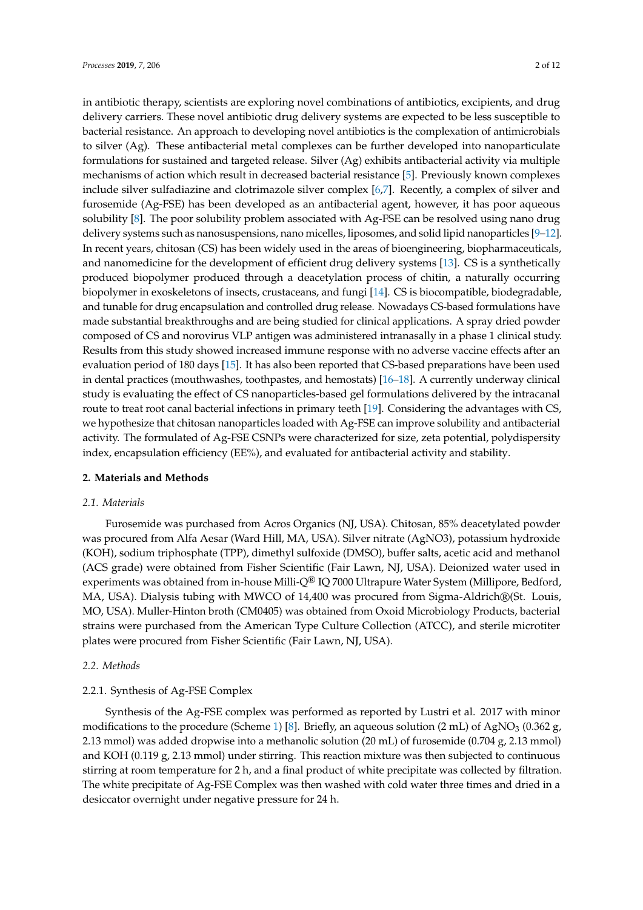in antibiotic therapy, scientists are exploring novel combinations of antibiotics, excipients, and drug delivery carriers. These novel antibiotic drug delivery systems are expected to be less susceptible to bacterial resistance. An approach to developing novel antibiotics is the complexation of antimicrobials to silver (Ag). These antibacterial metal complexes can be further developed into nanoparticulate formulations for sustained and targeted release. Silver (Ag) exhibits antibacterial activity via multiple mechanisms of action which result in decreased bacterial resistance [5]. Previously known complexes include silver sulfadiazine and clotrimazole silver complex [6,7]. Recently, a complex of silver and furosemide (Ag-FSE) has been developed as an antibacterial agent, however, it has poor aqueous solubility [8]. The poor solubility problem associated with Ag-FSE can be resolved using nano drug delivery systems such as nanosuspensions, nano micelles, liposomes, and solid lipid nanoparticles [9–12]. In recent years, chitosan (CS) has been widely used in the areas of bioengineering, biopharmaceuticals, and nanomedicine for the development of efficient drug delivery systems [13]. CS is a synthetically produced biopolymer produced through a deacetylation process of chitin, a naturally occurring biopolymer in exoskeletons of insects, crustaceans, and fungi [14]. CS is biocompatible, biodegradable, and tunable for drug encapsulation and controlled drug release. Nowadays CS-based formulations have made substantial breakthroughs and are being studied for clinical applications. A spray dried powder composed of CS and norovirus VLP antigen was administered intranasally in a phase 1 clinical study. Results from this study showed increased immune response with no adverse vaccine effects after an evaluation period of 180 days [15]. It has also been reported that CS-based preparations have been used in dental practices (mouthwashes, toothpastes, and hemostats) [16–18]. A currently underway clinical study is evaluating the effect of CS nanoparticles-based gel formulations delivered by the intracanal route to treat root canal bacterial infections in primary teeth [19]. Considering the advantages with CS, we hypothesize that chitosan nanoparticles loaded with Ag-FSE can improve solubility and antibacterial activity. The formulated of Ag-FSE CSNPs were characterized for size, zeta potential, polydispersity index, encapsulation efficiency (EE%), and evaluated for antibacterial activity and stability.

## 2. Materials and Methods

### 2.1. Materials

Furosemide was purchased from Acros Organics (NJ, USA). Chitosan, 85% deacetylated powder was procured from Alfa Aesar (Ward Hill, MA, USA). Silver nitrate (AgNO3), potassium hydroxide (KOH), sodium triphosphate (TPP), dimethyl sulfoxide (DMSO), buffer salts, acetic acid and methanol (ACS grade) were obtained from Fisher Scientific (Fair Lawn, NJ, USA). Deionized water used in experiments was obtained from in-house Milli-Q® IQ 7000 Ultrapure Water System (Millipore, Bedford, MA, USA). Dialysis tubing with MWCO of 14,400 was procured from Sigma-Aldrich®(St. Louis, MO, USA). Muller-Hinton broth (CM0405) was obtained from Oxoid Microbiology Products, bacterial strains were purchased from the American Type Culture Collection (ATCC), and sterile microtiter plates were procured from Fisher Scientific (Fair Lawn, NJ, USA).

### 2.2. Methods

#### 2.2.1. Synthesis of Ag-FSE Complex

Synthesis of the Ag-FSE complex was performed as reported by Lustri et al. 2017 with minor modifications to the procedure (Scheme 1) [8]. Briefly, an aqueous solution (2 mL) of $AgNO_3$ (0.362 g, 2.13 mmol) was added dropwise into a methanolic solution (20 mL) of furosemide (0.704 g, 2.13 mmol) and KOH (0.119 g, 2.13 mmol) under stirring. This reaction mixture was then subjected to continuous stirring at room temperature for 2 h, and a final product of white precipitate was collected by filtration. The white precipitate of Ag-FSE Complex was then washed with cold water three times and dried in a desiccator overnight under negative pressure for 24 h.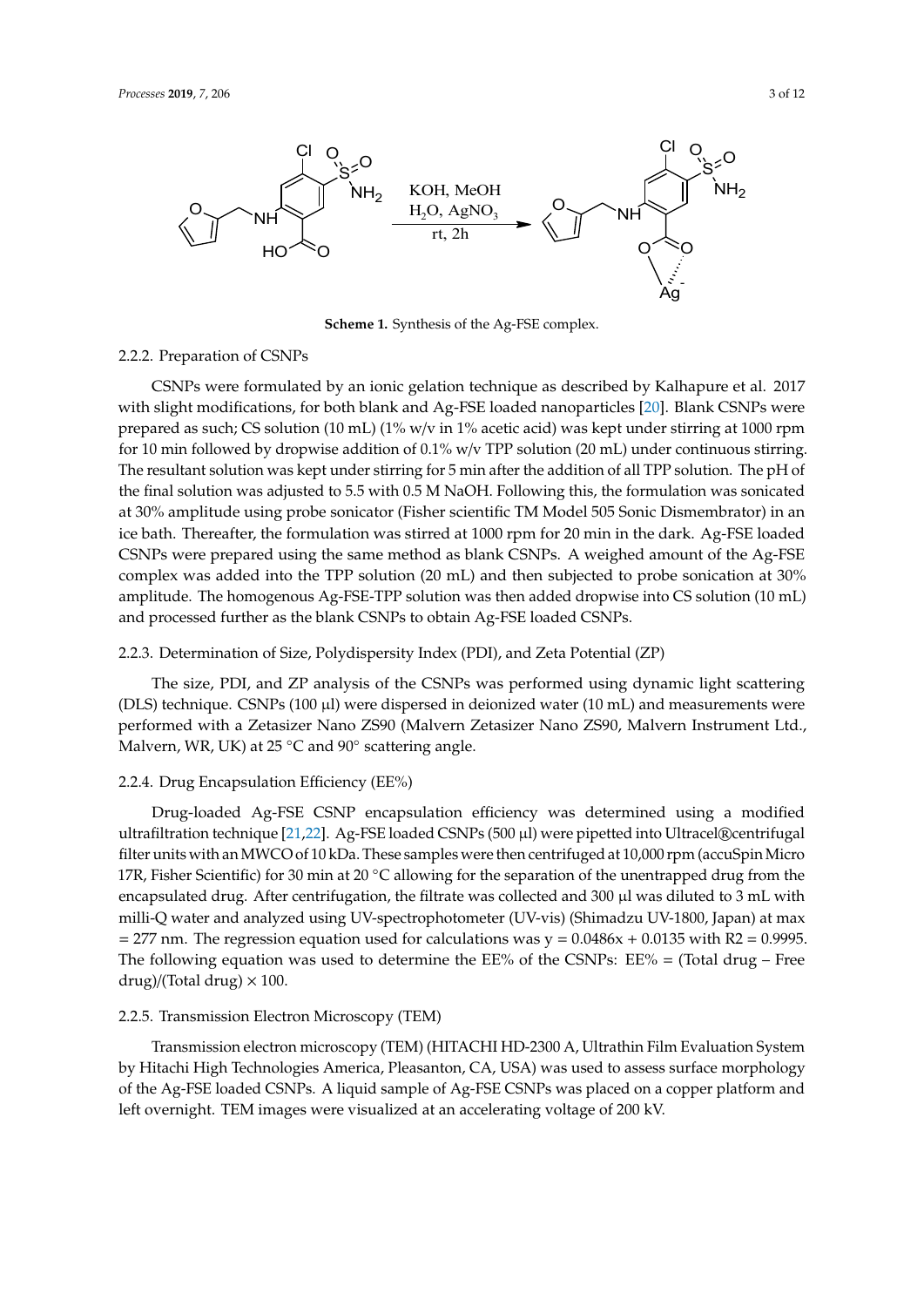**Scheme 1.** Synthesis of the Ag-FSE complex.

### 2.2.2. Preparation of CSNPs

CSNPs were formulated by an ionic gelation technique as described by Kalhapure et al. 2017 with slight modifications, for both blank and Ag-FSE loaded nanoparticles [20]. Blank CSNPs were prepared as such; CS solution (10 mL) (1% w/v in 1% acetic acid) was kept under stirring at 1000 rpm for 10 min followed by dropwise addition of 0.1% w/v TPP solution (20 mL) under continuous stirring. The resultant solution was kept under stirring for 5 min after the addition of all TPP solution. The pH of the final solution was adjusted to 5.5 with 0.5 M NaOH. Following this, the formulation was sonicated at 30% amplitude using probe sonicator (Fisher scientific TM Model 505 Sonic Dismembrator) in an ice bath. Thereafter, the formulation was stirred at 1000 rpm for 20 min in the dark. Ag-FSE loaded CSNPs were prepared using the same method as blank CSNPs. A weighed amount of the Ag-FSE complex was added into the TPP solution (20 mL) and then subjected to probe sonication at 30% amplitude. The homogenous Ag-FSE-TPP solution was then added dropwise into CS solution (10 mL) and processed further as the blank CSNPs to obtain Ag-FSE loaded CSNPs.

### 2.2.3. Determination of Size, Polydispersity Index (PDI), and Zeta Potential (ZP)

The size, PDI, and ZP analysis of the CSNPs was performed using dynamic light scattering (DLS) technique. CSNPs (100 µl) were dispersed in deionized water (10 mL) and measurements were performed with a Zetasizer Nano ZS90 (Malvern Zetasizer Nano ZS90, Malvern Instrument Ltd., Malvern, WR, UK) at 25 °C and 90° scattering angle.

### 2.2.4. Drug Encapsulation Efficiency (EE%)

Drug-loaded Ag-FSE CSNP encapsulation efficiency was determined using a modified ultrafiltration technique [21,22]. Ag-FSE loaded CSNPs (500 µl) were pipetted into Ultracel®centrifugal filter units with an MWCO of 10 kDa. These samples were then centrifuged at 10,000 rpm (accuSpin Micro 17R, Fisher Scientific) for 30 min at 20 °C allowing for the separation of the unentrapped drug from the encapsulated drug. After centrifugation, the filtrate was collected and 300 µl was diluted to 3 mL with milli-Q water and analyzed using UV-spectrophotometer (UV-vis) (Shimadzu UV-1800, Japan) at max = 277 nm. The regression equation used for calculations was $y = 0.0486x + 0.0135$ with $R2 = 0.9995$. The following equation was used to determine the EE% of the CSNPs: $EE\% = (\text{Total drug} - \text{Free drug})/(\text{Total drug}) \times 100$.

### 2.2.5. Transmission Electron Microscopy (TEM)

Transmission electron microscopy (TEM) (HITACHI HD-2300 A, Ultrathin Film Evaluation System by Hitachi High Technologies America, Pleasanton, CA, USA) was used to assess surface morphology of the Ag-FSE loaded CSNPs. A liquid sample of Ag-FSE CSNPs was placed on a copper platform and left overnight. TEM images were visualized at an accelerating voltage of 200 kV.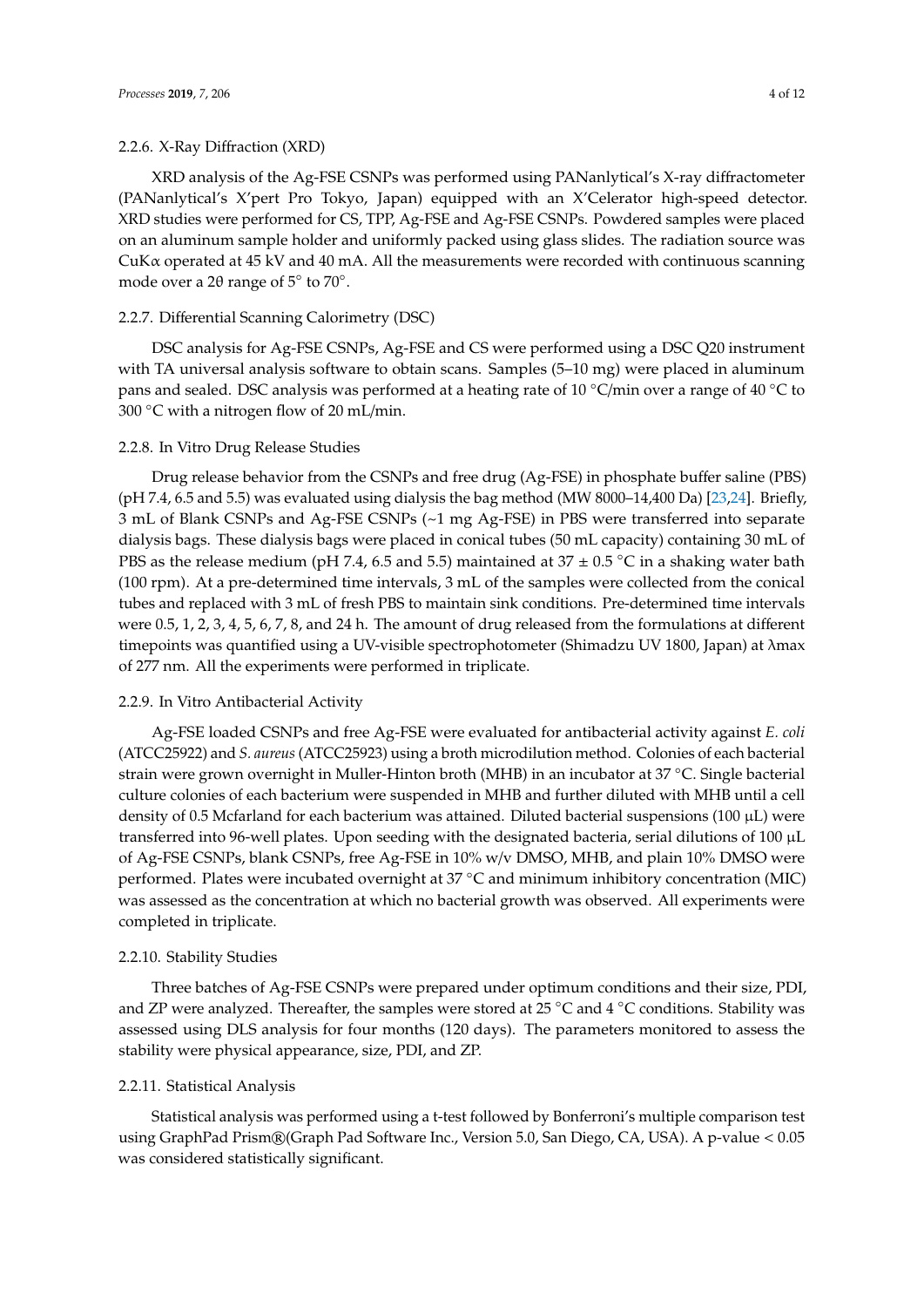#### 2.2.6. X-Ray Diffraction (XRD)

XRD analysis of the Ag-FSE CSNPs was performed using PANanlytical's X-ray diffractometer (PANanlytical's X'pert Pro Tokyo, Japan) equipped with an X'Celerator high-speed detector. XRD studies were performed for CS, TPP, Ag-FSE and Ag-FSE CSNPs. Powdered samples were placed on an aluminum sample holder and uniformly packed using glass slides. The radiation source was CuKα operated at 45 kV and 40 mA. All the measurements were recorded with continuous scanning mode over a 2θ range of 5° to 70°.

#### 2.2.7. Differential Scanning Calorimetry (DSC)

DSC analysis for Ag-FSE CSNPs, Ag-FSE and CS were performed using a DSC Q20 instrument with TA universal analysis software to obtain scans. Samples (5–10 mg) were placed in aluminum pans and sealed. DSC analysis was performed at a heating rate of 10 °C/min over a range of 40 °C to 300 °C with a nitrogen flow of 20 mL/min.

#### 2.2.8. In Vitro Drug Release Studies

Drug release behavior from the CSNPs and free drug (Ag-FSE) in phosphate buffer saline (PBS) (pH 7.4, 6.5 and 5.5) was evaluated using dialysis the bag method (MW 8000–14,400 Da) [23,24]. Briefly, 3 mL of Blank CSNPs and Ag-FSE CSNPs (~1 mg Ag-FSE) in PBS were transferred into separate dialysis bags. These dialysis bags were placed in conical tubes (50 mL capacity) containing 30 mL of PBS as the release medium (pH 7.4, 6.5 and 5.5) maintained at 37 ± 0.5 °C in a shaking water bath (100 rpm). At a pre-determined time intervals, 3 mL of the samples were collected from the conical tubes and replaced with 3 mL of fresh PBS to maintain sink conditions. Pre-determined time intervals were 0.5, 1, 2, 3, 4, 5, 6, 7, 8, and 24 h. The amount of drug released from the formulations at different timepoints was quantified using a UV-visible spectrophotometer (Shimadzu UV 1800, Japan) at λmax of 277 nm. All the experiments were performed in triplicate.

#### 2.2.9. In Vitro Antibacterial Activity

Ag-FSE loaded CSNPs and free Ag-FSE were evaluated for antibacterial activity against *E. coli* (ATCC25922) and *S. aureus* (ATCC25923) using a broth microdilution method. Colonies of each bacterial strain were grown overnight in Muller-Hinton broth (MHB) in an incubator at 37 °C. Single bacterial culture colonies of each bacterium were suspended in MHB and further diluted with MHB until a cell density of 0.5 Mcfarland for each bacterium was attained. Diluted bacterial suspensions (100 µL) were transferred into 96-well plates. Upon seeding with the designated bacteria, serial dilutions of 100 µL of Ag-FSE CSNPs, blank CSNPs, free Ag-FSE in 10% w/v DMSO, MHB, and plain 10% DMSO were performed. Plates were incubated overnight at 37 °C and minimum inhibitory concentration (MIC) was assessed as the concentration at which no bacterial growth was observed. All experiments were completed in triplicate.

#### 2.2.10. Stability Studies

Three batches of Ag-FSE CSNPs were prepared under optimum conditions and their size, PDI, and ZP were analyzed. Thereafter, the samples were stored at 25 °C and 4 °C conditions. Stability was assessed using DLS analysis for four months (120 days). The parameters monitored to assess the stability were physical appearance, size, PDI, and ZP.

#### 2.2.11. Statistical Analysis

Statistical analysis was performed using a t-test followed by Bonferroni's multiple comparison test using GraphPad Prism®(Graph Pad Software Inc., Version 5.0, San Diego, CA, USA). A p-value $< 0.05$ was considered statistically significant.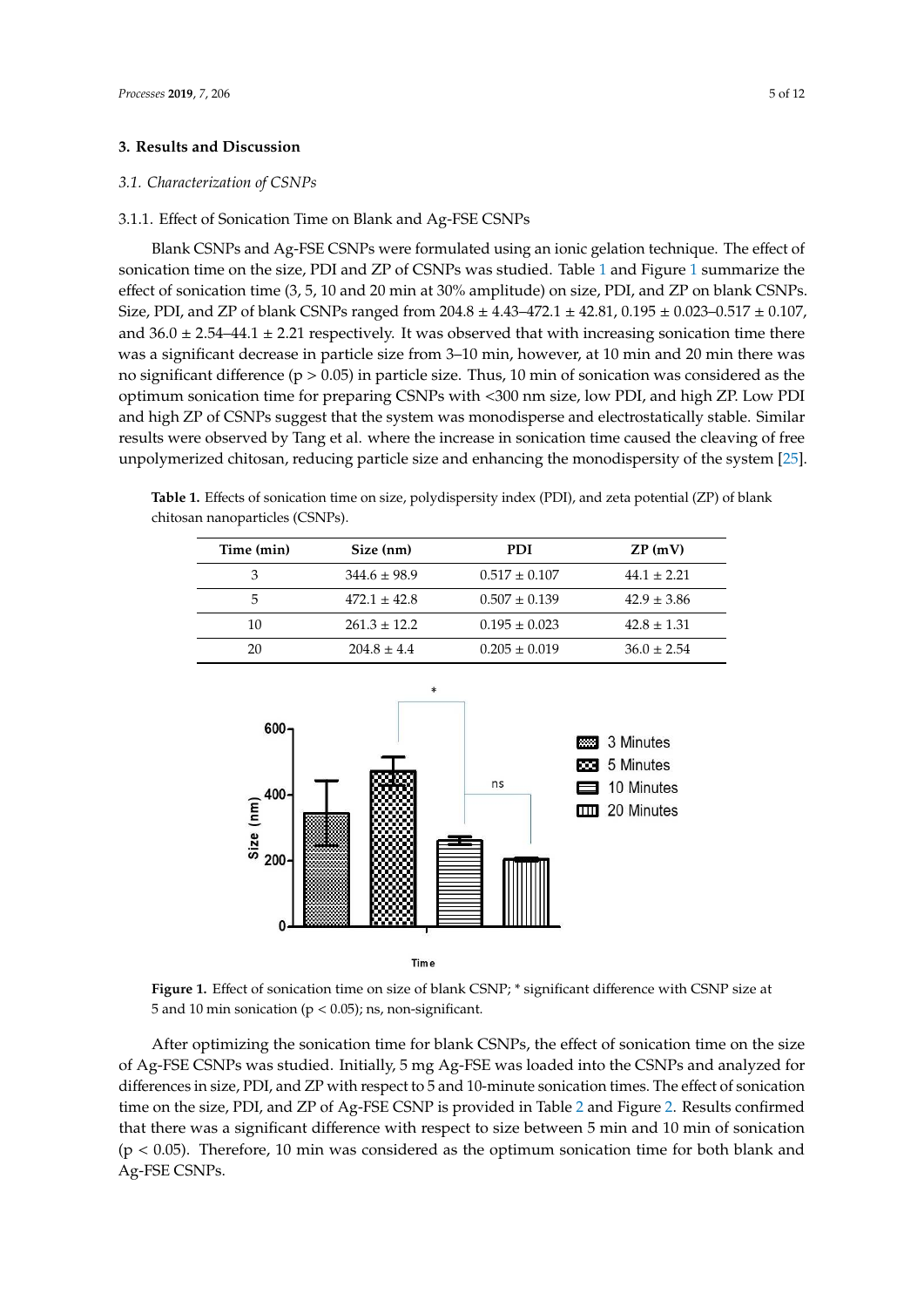## 3. Results and Discussion

### 3.1. Characterization of CSNPs

#### 3.1.1. Effect of Sonication Time on Blank and Ag-FSE CSNPs

Blank CSNPs and Ag-FSE CSNPs were formulated using an ionic gelation technique. The effect of sonication time on the size, PDI and ZP of CSNPs was studied. Table 1 and Figure 1 summarize the effect of sonication time (3, 5, 10 and 20 min at 30% amplitude) on size, PDI, and ZP on blank CSNPs. Size, PDI, and ZP of blank CSNPs ranged from 204.8 ± 4.43–472.1 ± 42.81, 0.195 ± 0.023–0.517 ± 0.107, and 36.0 ± 2.54–44.1 ± 2.21 respectively. It was observed that with increasing sonication time there was a significant decrease in particle size from 3–10 min, however, at 10 min and 20 min there was no significant difference ($p > 0.05$) in particle size. Thus, 10 min of sonication was considered as the optimum sonication time for preparing CSNPs with <300 nm size, low PDI, and high ZP. Low PDI and high ZP of CSNPs suggest that the system was monodisperse and electrostatically stable. Similar results were observed by Tang et al. where the increase in sonication time caused the cleaving of free unpolymerized chitosan, reducing particle size and enhancing the monodispersity of the system [25].

**Table 1.** Effects of sonication time on size, polydispersity index (PDI), and zeta potential (ZP) of blank chitosan nanoparticles (CSNPs).

| Time (min) | Size (nm) | PDI | ZP (mV) |
|---|---|---|---|
| 3 | 344.6 ± 98.9 | 0.517 ± 0.107 | 44.1 ± 2.21 |
| 5 | 472.1 ± 42.8 | 0.507 ± 0.139 | 42.9 ± 3.86 |
| 10 | 261.3 ± 12.2 | 0.195 ± 0.023 | 42.8 ± 1.31 |
| 20 | 204.8 ± 4.4 | 0.205 ± 0.019 | 36.0 ± 2.54 |

**Figure 1.** Effect of sonication time on size of blank CSNP; * significant difference with CSNP size at 5 and 10 min sonication ($p < 0.05$); ns, non-significant.

After optimizing the sonication time for blank CSNPs, the effect of sonication time on the size of Ag-FSE CSNPs was studied. Initially, 5 mg Ag-FSE was loaded into the CSNPs and analyzed for differences in size, PDI, and ZP with respect to 5 and 10-minute sonication times. The effect of sonication time on the size, PDI, and ZP of Ag-FSE CSNP is provided in Table 2 and Figure 2. Results confirmed that there was a significant difference with respect to size between 5 min and 10 min of sonication ($p < 0.05$). Therefore, 10 min was considered as the optimum sonication time for both blank and Ag-FSE CSNPs.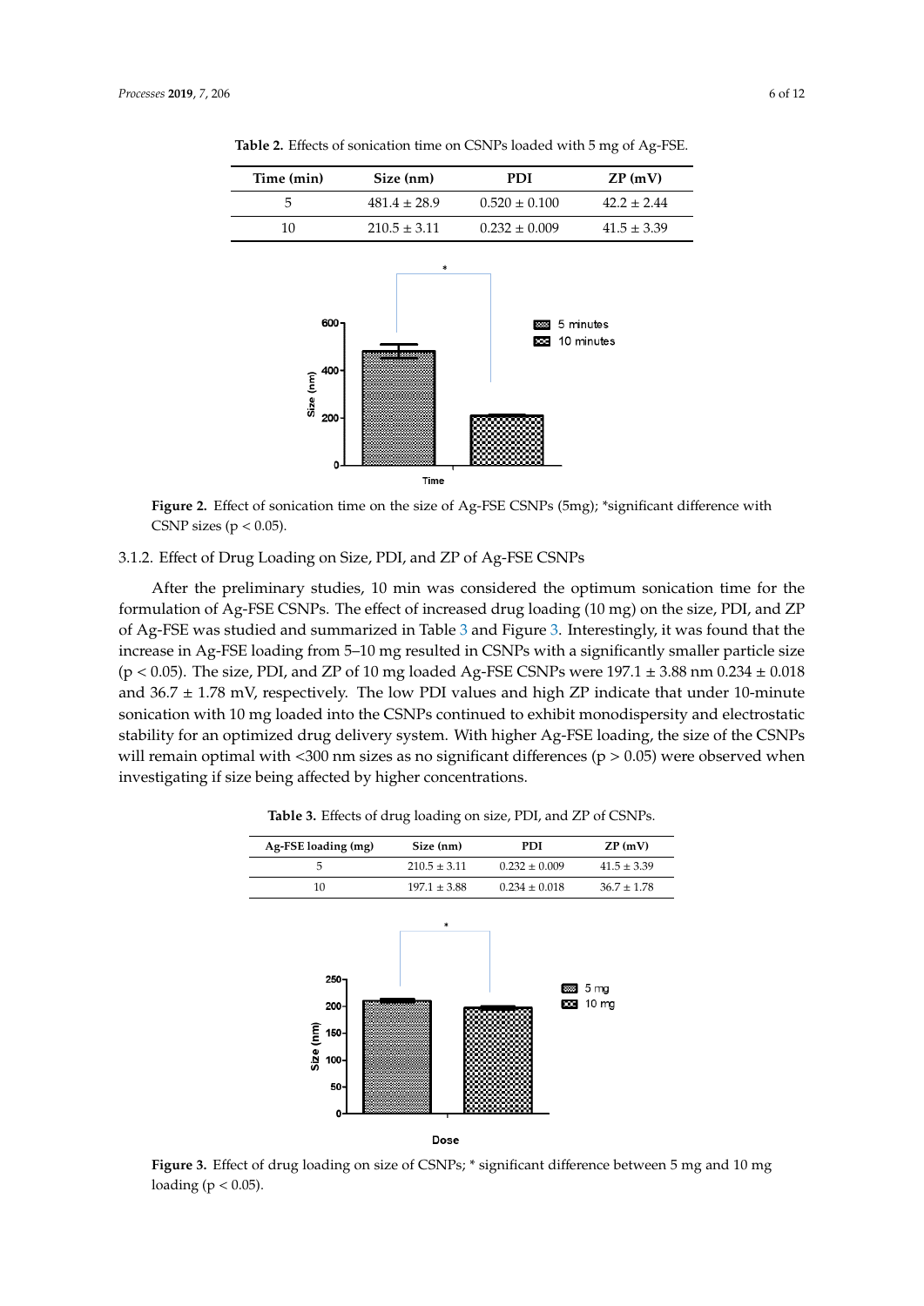**Table 2.** Effects of sonication time on CSNPs loaded with 5 mg of Ag-FSE.

| Time (min) | Size (nm) | PDI | ZP (mV) |
|---|---|---|---|
| 5 | 481.4 ± 28.9 | 0.520 ± 0.100 | 42.2 ± 2.44 |
| 10 | 210.5 ± 3.11 | 0.232 ± 0.009 | 41.5 ± 3.39 |

**Figure 2.** Effect of sonication time on the size of Ag-FSE CSNPs (5mg); *significant difference with CSNP sizes ($p < 0.05$).

### 3.1.2. Effect of Drug Loading on Size, PDI, and ZP of Ag-FSE CSNPs

After the preliminary studies, 10 min was considered the optimum sonication time for the formulation of Ag-FSE CSNPs. The effect of increased drug loading (10 mg) on the size, PDI, and ZP of Ag-FSE was studied and summarized in Table 3 and Figure 3. Interestingly, it was found that the increase in Ag-FSE loading from 5–10 mg resulted in CSNPs with a significantly smaller particle size ($p < 0.05$). The size, PDI, and ZP of 10 mg loaded Ag-FSE CSNPs were 197.1 ± 3.88 nm 0.234 ± 0.018 and 36.7 ± 1.78 mV, respectively. The low PDI values and high ZP indicate that under 10-minute sonication with 10 mg loaded into the CSNPs continued to exhibit monodispersity and electrostatic stability for an optimized drug delivery system. With higher Ag-FSE loading, the size of the CSNPs will remain optimal with <300 nm sizes as no significant differences ($p > 0.05$) were observed when investigating if size being affected by higher concentrations.

**Table 3.** Effects of drug loading on size, PDI, and ZP of CSNPs.

| Ag-FSE loading (mg) | Size (nm) | PDI | ZP (mV) |
|---|---|---|---|
| 5 | 210.5 ± 3.11 | 0.232 ± 0.009 | 41.5 ± 3.39 |
| 10 | 197.1 ± 3.88 | 0.234 ± 0.018 | 36.7 ± 1.78 |

**Figure 3.** Effect of drug loading on size of CSNPs; * significant difference between 5 mg and 10 mg loading ($p < 0.05$).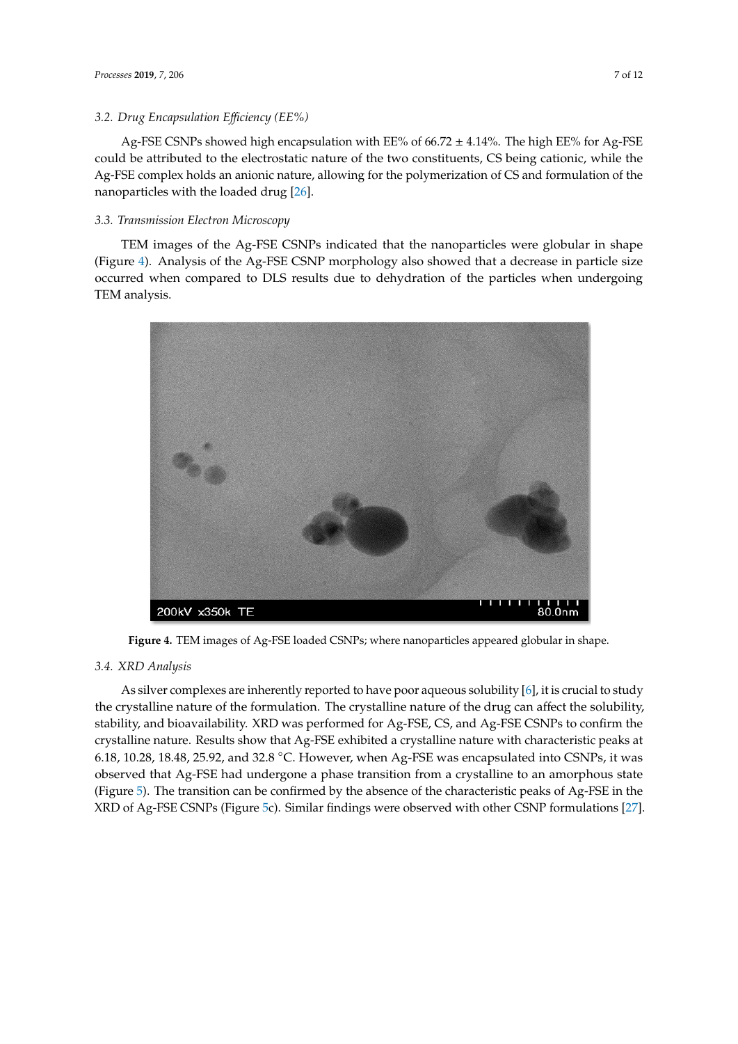### 3.2. Drug Encapsulation Efficiency (EE%)

Ag-FSE CSNPs showed high encapsulation with EE% of 66.72 ± 4.14%. The high EE% for Ag-FSE could be attributed to the electrostatic nature of the two constituents, CS being cationic, while the Ag-FSE complex holds an anionic nature, allowing for the polymerization of CS and formulation of the nanoparticles with the loaded drug [26].

### 3.3. Transmission Electron Microscopy

TEM images of the Ag-FSE CSNPs indicated that the nanoparticles were globular in shape (Figure 4). Analysis of the Ag-FSE CSNP morphology also showed that a decrease in particle size occurred when compared to DLS results due to dehydration of the particles when undergoing TEM analysis.

**Figure 4.** TEM images of Ag-FSE loaded CSNPs; where nanoparticles appeared globular in shape.

### 3.4. XRD Analysis

As silver complexes are inherently reported to have poor aqueous solubility [6], it is crucial to study the crystalline nature of the formulation. The crystalline nature of the drug can affect the solubility, stability, and bioavailability. XRD was performed for Ag-FSE, CS, and Ag-FSE CSNPs to confirm the crystalline nature. Results show that Ag-FSE exhibited a crystalline nature with characteristic peaks at 6.18, 10.28, 18.48, 25.92, and 32.8 °C. However, when Ag-FSE was encapsulated into CSNPs, it was observed that Ag-FSE had undergone a phase transition from a crystalline to an amorphous state (Figure 5). The transition can be confirmed by the absence of the characteristic peaks of Ag-FSE in the XRD of Ag-FSE CSNPs (Figure 5c). Similar findings were observed with other CSNP formulations [27].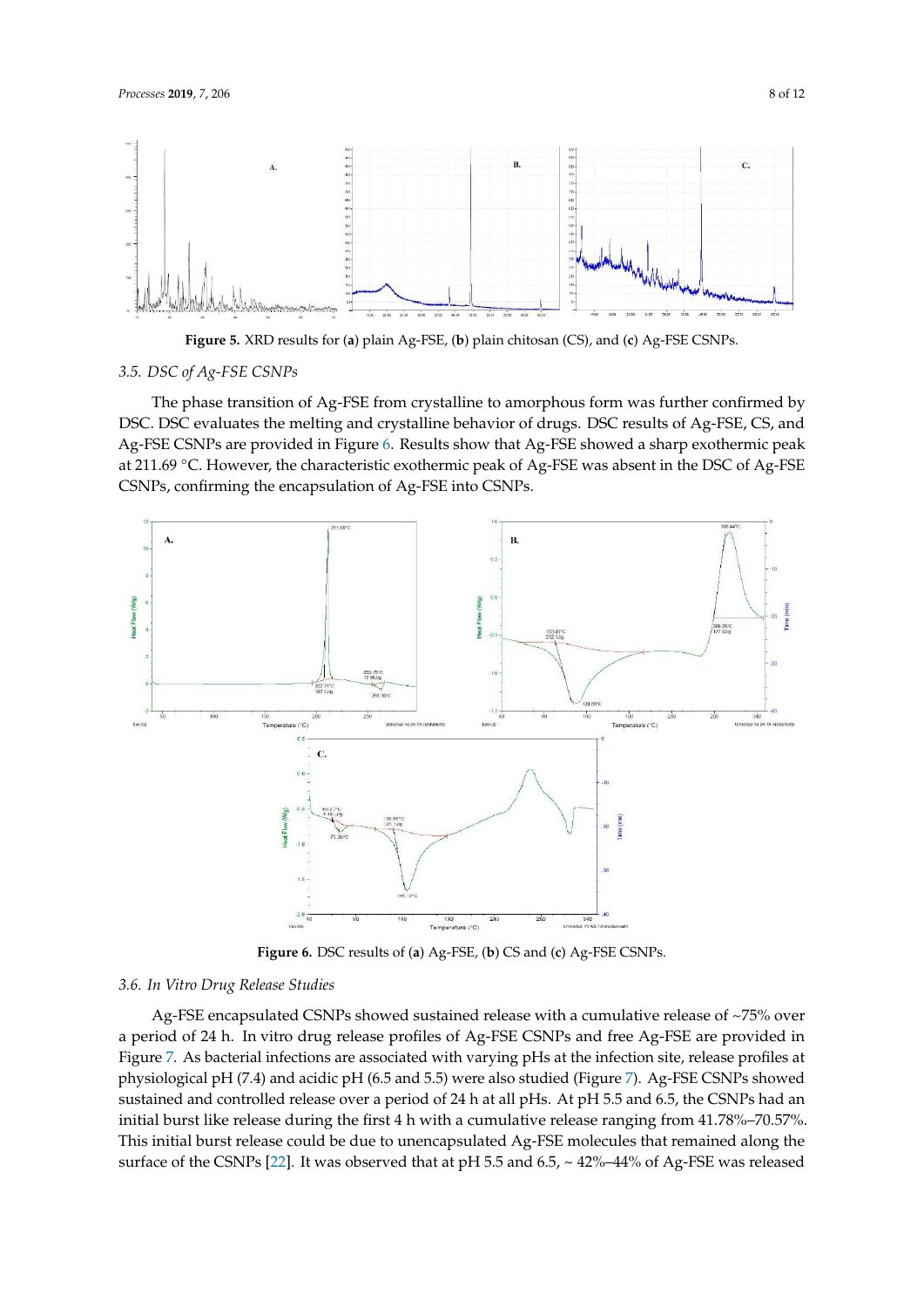**Figure 5.** XRD results for (**a**) plain Ag-FSE, (**b**) plain chitosan (CS), and (**c**) Ag-FSE CSNPs.

### 3.5. DSC of Ag-FSE CSNPs

The phase transition of Ag-FSE from crystalline to amorphous form was further confirmed by DSC. DSC evaluates the melting and crystalline behavior of drugs. DSC results of Ag-FSE, CS, and Ag-FSE CSNPs are provided in Figure 6. Results show that Ag-FSE showed a sharp exothermic peak at 211.69 °C. However, the characteristic exothermic peak of Ag-FSE was absent in the DSC of Ag-FSE CSNPs, confirming the encapsulation of Ag-FSE into CSNPs.

**Figure 6.** DSC results of (**a**) Ag-FSE, (**b**) CS and (**c**) Ag-FSE CSNPs.

### 3.6. In Vitro Drug Release Studies

Ag-FSE encapsulated CSNPs showed sustained release with a cumulative release of ~75% over a period of 24 h. In vitro drug release profiles of Ag-FSE CSNPs and free Ag-FSE are provided in Figure 7. As bacterial infections are associated with varying pHs at the infection site, release profiles at physiological pH (7.4) and acidic pH (6.5 and 5.5) were also studied (Figure 7). Ag-FSE CSNPs showed sustained and controlled release over a period of 24 h at all pHs. At pH 5.5 and 6.5, the CSNPs had an initial burst like release during the first 4 h with a cumulative release ranging from 41.78%–70.57%. This initial burst release could be due to unencapsulated Ag-FSE molecules that remained along the surface of the CSNPs [22]. It was observed that at pH 5.5 and 6.5, ~ 42%–44% of Ag-FSE was released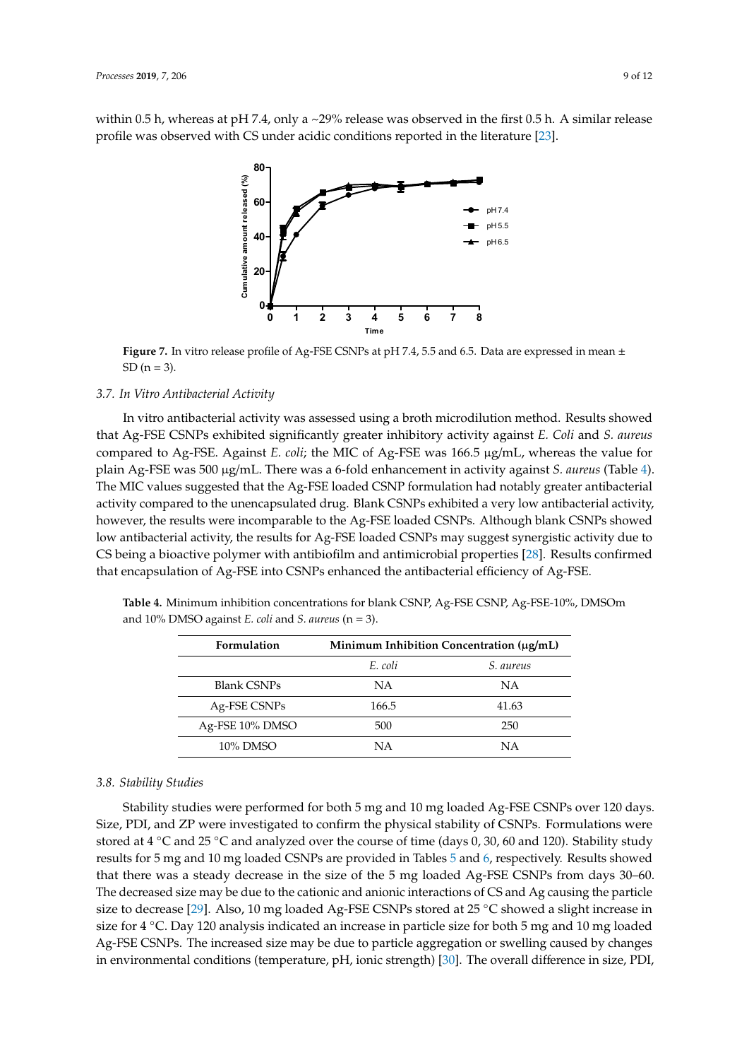within 0.5 h, whereas at pH 7.4, only a ~29% release was observed in the first 0.5 h. A similar release profile was observed with CS under acidic conditions reported in the literature [23].

**Figure 7.** In vitro release profile of Ag-FSE CSNPs at pH 7.4, 5.5 and 6.5. Data are expressed in mean ± SD (n = 3).

### 3.7. In Vitro Antibacterial Activity

In vitro antibacterial activity was assessed using a broth microdilution method. Results showed that Ag-FSE CSNPs exhibited significantly greater inhibitory activity against *E. Coli* and *S. aureus* compared to Ag-FSE. Against *E. coli*; the MIC of Ag-FSE was 166.5 µg/mL, whereas the value for plain Ag-FSE was 500 µg/mL. There was a 6-fold enhancement in activity against *S. aureus* (Table 4). The MIC values suggested that the Ag-FSE loaded CSNP formulation had notably greater antibacterial activity compared to the unencapsulated drug. Blank CSNPs exhibited a very low antibacterial activity, however, the results were incomparable to the Ag-FSE loaded CSNPs. Although blank CSNPs showed low antibacterial activity, the results for Ag-FSE loaded CSNPs may suggest synergistic activity due to CS being a bioactive polymer with antibiofilm and antimicrobial properties [28]. Results confirmed that encapsulation of Ag-FSE into CSNPs enhanced the antibacterial efficiency of Ag-FSE.

**Table 4.** Minimum inhibition concentrations for blank CSNP, Ag-FSE CSNP, Ag-FSE-10%, DMSOm and 10% DMSO against *E. coli* and *S. aureus* (n = 3).

| Formulation | Minimum Inhibition Concentration (µg/mL) | |
|---|---|---|
| | *E. coli* | *S. aureus* |
| Blank CSNPs | NA | NA |
| Ag-FSE CSNPs | 166.5 | 41.63 |
| Ag-FSE 10% DMSO | 500 | 250 |
| 10% DMSO | NA | NA |

### 3.8. Stability Studies

Stability studies were performed for both 5 mg and 10 mg loaded Ag-FSE CSNPs over 120 days. Size, PDI, and ZP were investigated to confirm the physical stability of CSNPs. Formulations were stored at 4 °C and 25 °C and analyzed over the course of time (days 0, 30, 60 and 120). Stability study results for 5 mg and 10 mg loaded CSNPs are provided in Tables 5 and 6, respectively. Results showed that there was a steady decrease in the size of the 5 mg loaded Ag-FSE CSNPs from days 30–60. The decreased size may be due to the cationic and anionic interactions of CS and Ag causing the particle size to decrease [29]. Also, 10 mg loaded Ag-FSE CSNPs stored at 25 °C showed a slight increase in size for 4 °C. Day 120 analysis indicated an increase in particle size for both 5 mg and 10 mg loaded Ag-FSE CSNPs. The increased size may be due to particle aggregation or swelling caused by changes in environmental conditions (temperature, pH, ionic strength) [30]. The overall difference in size, PDI,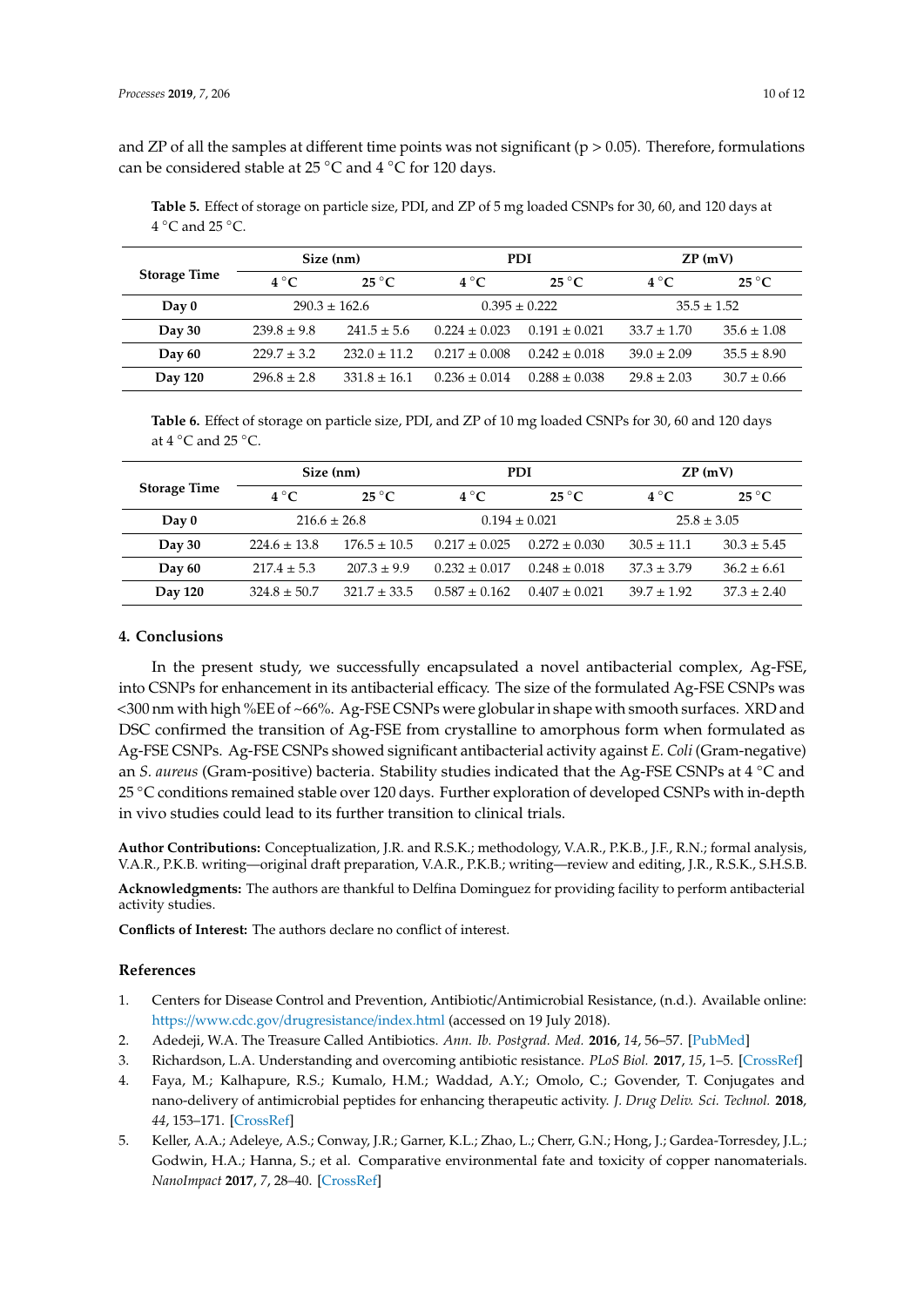and ZP of all the samples at different time points was not significant ($p > 0.05$). Therefore, formulations can be considered stable at 25 °C and 4 °C for 120 days.

**Table 5.** Effect of storage on particle size, PDI, and ZP of 5 mg loaded CSNPs for 30, 60, and 120 days at 4 °C and 25 °C.

| Storage Time | Size (nm) | | PDI | | ZP (mV) | |
|---|---|---|---|---|---|---|
| | 4 °C | 25 °C | 4 °C | 25 °C | 4 °C | 25 °C |
| **Day 0** | 290.3 ± 162.6 | | 0.395 ± 0.222 | | 35.5 ± 1.52 | |
| **Day 30** | 239.8 ± 9.8 | 241.5 ± 5.6 | 0.224 ± 0.023 | 0.191 ± 0.021 | 33.7 ± 1.70 | 35.6 ± 1.08 |
| **Day 60** | 229.7 ± 3.2 | 232.0 ± 11.2 | 0.217 ± 0.008 | 0.242 ± 0.018 | 39.0 ± 2.09 | 35.5 ± 8.90 |
| **Day 120** | 296.8 ± 2.8 | 331.8 ± 16.1 | 0.236 ± 0.014 | 0.288 ± 0.038 | 29.8 ± 2.03 | 30.7 ± 0.66 |

**Table 6.** Effect of storage on particle size, PDI, and ZP of 10 mg loaded CSNPs for 30, 60 and 120 days at 4 °C and 25 °C.

| Storage Time | Size (nm) | | PDI | | ZP (mV) | |
|---|---|---|---|---|---|---|
| | 4 °C | 25 °C | 4 °C | 25 °C | 4 °C | 25 °C |
| **Day 0** | 216.6 ± 26.8 | | 0.194 ± 0.021 | | 25.8 ± 3.05 | |
| **Day 30** | 224.6 ± 13.8 | 176.5 ± 10.5 | 0.217 ± 0.025 | 0.272 ± 0.030 | 30.5 ± 11.1 | 30.3 ± 5.45 |
| **Day 60** | 217.4 ± 5.3 | 207.3 ± 9.9 | 0.232 ± 0.017 | 0.248 ± 0.018 | 37.3 ± 3.79 | 36.2 ± 6.61 |
| **Day 120** | 324.8 ± 50.7 | 321.7 ± 33.5 | 0.587 ± 0.162 | 0.407 ± 0.021 | 39.7 ± 1.92 | 37.3 ± 2.40 |

## 4. Conclusions

In the present study, we successfully encapsulated a novel antibacterial complex, Ag-FSE, into CSNPs for enhancement in its antibacterial efficacy. The size of the formulated Ag-FSE CSNPs was <300 nm with high %EE of ~66%. Ag-FSE CSNPs were globular in shape with smooth surfaces. XRD and DSC confirmed the transition of Ag-FSE from crystalline to amorphous form when formulated as Ag-FSE CSNPs. Ag-FSE CSNPs showed significant antibacterial activity against *E. Coli* (Gram-negative) an *S. aureus* (Gram-positive) bacteria. Stability studies indicated that the Ag-FSE CSNPs at 4 °C and 25 °C conditions remained stable over 120 days. Further exploration of developed CSNPs with in-depth in vivo studies could lead to its further transition to clinical trials.

**Author Contributions:** Conceptualization, J.R. and R.S.K.; methodology, V.A.R., P.K.B., J.F., R.N.; formal analysis, V.A.R., P.K.B. writing—original draft preparation, V.A.R., P.K.B.; writing—review and editing, J.R., R.S.K., S.H.S.B.

**Acknowledgments:** The authors are thankful to Delfina Dominguez for providing facility to perform antibacterial activity studies.

**Conflicts of Interest:** The authors declare no conflict of interest.

## References

1. Centers for Disease Control and Prevention, Antibiotic/Antimicrobial Resistance, (n.d.). Available online: https://www.cdc.gov/drugresistance/index.html (accessed on 19 July 2018).
2. Adedeji, W.A. The Treasure Called Antibiotics. *Ann. Ib. Postgrad. Med.* **2016**, *14*, 56–57. [PubMed]
3. Richardson, L.A. Understanding and overcoming antibiotic resistance. *PLoS Biol.* **2017**, *15*, 1–5. [CrossRef]
4. Faya, M.; Kalhapure, R.S.; Kumalo, H.M.; Waddad, A.Y.; Omolo, C.; Govender, T. Conjugates and nano-delivery of antimicrobial peptides for enhancing therapeutic activity. *J. Drug Deliv. Sci. Technol.* **2018**, *44*, 153–171. [CrossRef]
5. Keller, A.A.; Adeleye, A.S.; Conway, J.R.; Garner, K.L.; Zhao, L.; Cherr, G.N.; Hong, J.; Gardea-Torresdey, J.L.; Godwin, H.A.; Hanna, S.; et al. Comparative environmental fate and toxicity of copper nanomaterials. *NanoImpact* **2017**, *7*, 28–40. [CrossRef]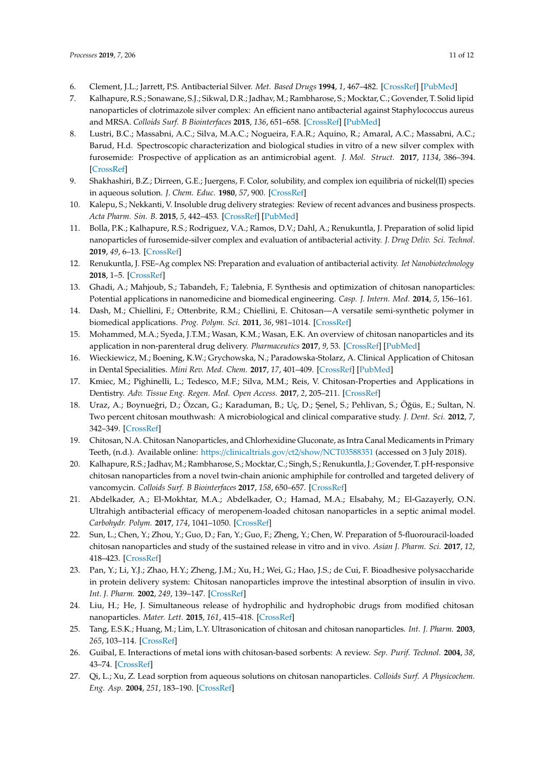6. Clement, J.L.; Jarrett, P.S. Antibacterial Silver. *Met. Based Drugs* **1994**, *1*, 467–482. [CrossRef] [PubMed]
7. Kalhapure, R.S.; Sonawane, S.J.; Sikwal, D.R.; Jadhav, M.; Rambharose, S.; Mocktar, C.; Govender, T. Solid lipid nanoparticles of clotrimazole silver complex: An efficient nano antibacterial against Staphylococcus aureus and MRSA. *Colloids Surf. B Biointerfaces* **2015**, *136*, 651–658. [CrossRef] [PubMed]
8. Lustri, B.C.; Massabni, A.C.; Silva, M.A.C.; Nogueira, F.A.R.; Aquino, R.; Amaral, A.C.; Massabni, A.C.; Barud, H.d. Spectroscopic characterization and biological studies in vitro of a new silver complex with furosemide: Prospective of application as an antimicrobial agent. *J. Mol. Struct.* **2017**, *1134*, 386–394. [CrossRef]
9. Shakhashiri, B.Z.; Dirreen, G.E.; Juergens, F. Color, solubility, and complex ion equilibria of nickel(II) species in aqueous solution. *J. Chem. Educ.* **1980**, *57*, 900. [CrossRef]
10. Kalepu, S.; Nekkanti, V. Insoluble drug delivery strategies: Review of recent advances and business prospects. *Acta Pharm. Sin. B.* **2015**, *5*, 442–453. [CrossRef] [PubMed]
11. Bolla, P.K.; Kalhapure, R.S.; Rodriguez, V.A.; Ramos, D.V.; Dahl, A.; Renukuntla, J. Preparation of solid lipid nanoparticles of furosemide-silver complex and evaluation of antibacterial activity. *J. Drug Deliv. Sci. Technol.* **2019**, *49*, 6–13. [CrossRef]
12. Renukuntla, J. FSE–Ag complex NS: Preparation and evaluation of antibacterial activity. *Iet Nanobiotechnology* **2018**, 1–5. [CrossRef]
13. Ghadi, A.; Mahjoub, S.; Tabandeh, F.; Talebnia, F. Synthesis and optimization of chitosan nanoparticles: Potential applications in nanomedicine and biomedical engineering. *Casp. J. Intern. Med.* **2014**, *5*, 156–161.
14. Dash, M.; Chiellini, F.; Ottenbrite, R.M.; Chiellini, E. Chitosan—A versatile semi-synthetic polymer in biomedical applications. *Prog. Polym. Sci.* **2011**, *36*, 981–1014. [CrossRef]
15. Mohammed, M.A.; Syeda, J.T.M.; Wasan, K.M.; Wasan, E.K. An overview of chitosan nanoparticles and its application in non-parenteral drug delivery. *Pharmaceutics* **2017**, *9*, 53. [CrossRef] [PubMed]
16. Wieckiewicz, M.; Boening, K.W.; Grychowska, N.; Paradowska-Stolarz, A. Clinical Application of Chitosan in Dental Specialities. *Mini Rev. Med. Chem.* **2017**, *17*, 401–409. [CrossRef] [PubMed]
17. Kmiec, M.; Pighinelli, L.; Tedesco, M.F.; Silva, M.M.; Reis, V. Chitosan-Properties and Applications in Dentistry. *Adv. Tissue Eng. Regen. Med. Open Access.* **2017**, *2*, 205–211. [CrossRef]
18. Uraz, A.; Boynueğri, D.; Özcan, G.; Karaduman, B.; Uç, D.; Şenel, S.; Pehlivan, S.; Öğüs, E.; Sultan, N. Two percent chitosan mouthwash: A microbiological and clinical comparative study. *J. Dent. Sci.* **2012**, *7*, 342–349. [CrossRef]
19. Chitosan, N.A. Chitosan Nanoparticles, and Chlorhexidine Gluconate, as Intra Canal Medicaments in Primary Teeth, (n.d.). Available online: https://clinicaltrials.gov/ct2/show/NCT03588351 (accessed on 3 July 2018).
20. Kalhapure, R.S.; Jadhav, M.; Rambharose, S.; Mocktar, C.; Singh, S.; Renukuntla, J.; Govender, T. pH-responsive chitosan nanoparticles from a novel twin-chain anionic amphiphile for controlled and targeted delivery of vancomycin. *Colloids Surf. B Biointerfaces* **2017**, *158*, 650–657. [CrossRef]
21. Abdelkader, A.; El-Mokhtar, M.A.; Abdelkader, O.; Hamad, M.A.; Elsabahy, M.; El-Gazayerly, O.N. Ultrahigh antibacterial efficacy of meropenem-loaded chitosan nanoparticles in a septic animal model. *Carbohydr. Polym.* **2017**, *174*, 1041–1050. [CrossRef]
22. Sun, L.; Chen, Y.; Zhou, Y.; Guo, D.; Fan, Y.; Guo, F.; Zheng, Y.; Chen, W. Preparation of 5-fluorouracil-loaded chitosan nanoparticles and study of the sustained release in vitro and in vivo. *Asian J. Pharm. Sci.* **2017**, *12*, 418–423. [CrossRef]
23. Pan, Y.; Li, Y.J.; Zhao, H.Y.; Zheng, J.M.; Xu, H.; Wei, G.; Hao, J.S.; de Cui, F. Bioadhesive polysaccharide in protein delivery system: Chitosan nanoparticles improve the intestinal absorption of insulin in vivo. *Int. J. Pharm.* **2002**, *249*, 139–147. [CrossRef]
24. Liu, H.; He, J. Simultaneous release of hydrophilic and hydrophobic drugs from modified chitosan nanoparticles. *Mater. Lett.* **2015**, *161*, 415–418. [CrossRef]
25. Tang, E.S.K.; Huang, M.; Lim, L.Y. Ultrasonication of chitosan and chitosan nanoparticles. *Int. J. Pharm.* **2003**, *265*, 103–114. [CrossRef]
26. Guibal, E. Interactions of metal ions with chitosan-based sorbents: A review. *Sep. Purif. Technol.* **2004**, *38*, 43–74. [CrossRef]
27. Qi, L.; Xu, Z. Lead sorption from aqueous solutions on chitosan nanoparticles. *Colloids Surf. A Physicochem. Eng. Asp.* **2004**, *251*, 183–190. [CrossRef]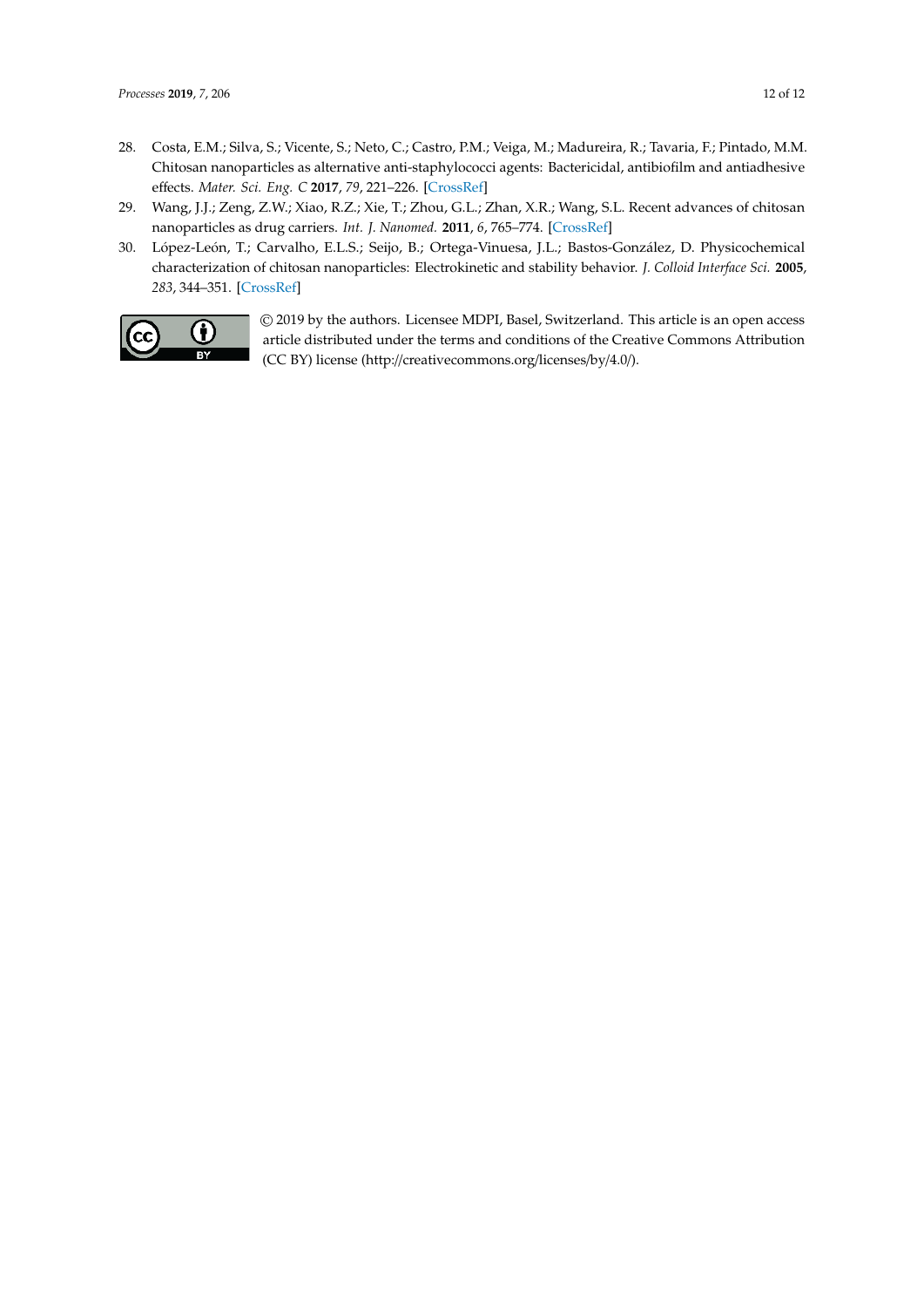28. Costa, E.M.; Silva, S.; Vicente, S.; Neto, C.; Castro, P.M.; Veiga, M.; Madureira, R.; Tavaria, F.; Pintado, M.M. Chitosan nanoparticles as alternative anti-staphylococci agents: Bactericidal, antibiofilm and antiadhesive effects. *Mater. Sci. Eng. C* **2017**, *79*, 221–226. [CrossRef]
29. Wang, J.J.; Zeng, Z.W.; Xiao, R.Z.; Xie, T.; Zhou, G.L.; Zhan, X.R.; Wang, S.L. Recent advances of chitosan nanoparticles as drug carriers. *Int. J. Nanomed.* **2011**, *6*, 765–774. [CrossRef]
30. López-León, T.; Carvalho, E.L.S.; Seijo, B.; Ortega-Vinuesa, J.L.; Bastos-González, D. Physicochemical characterization of chitosan nanoparticles: Electrokinetic and stability behavior. *J. Colloid Interface Sci.* **2005**, *283*, 344–351. [CrossRef]

© 2019 by the authors. Licensee MDPI, Basel, Switzerland. This article is an open access article distributed under the terms and conditions of the Creative Commons Attribution (CC BY) license (http://creativecommons.org/licenses/by/4.0/).